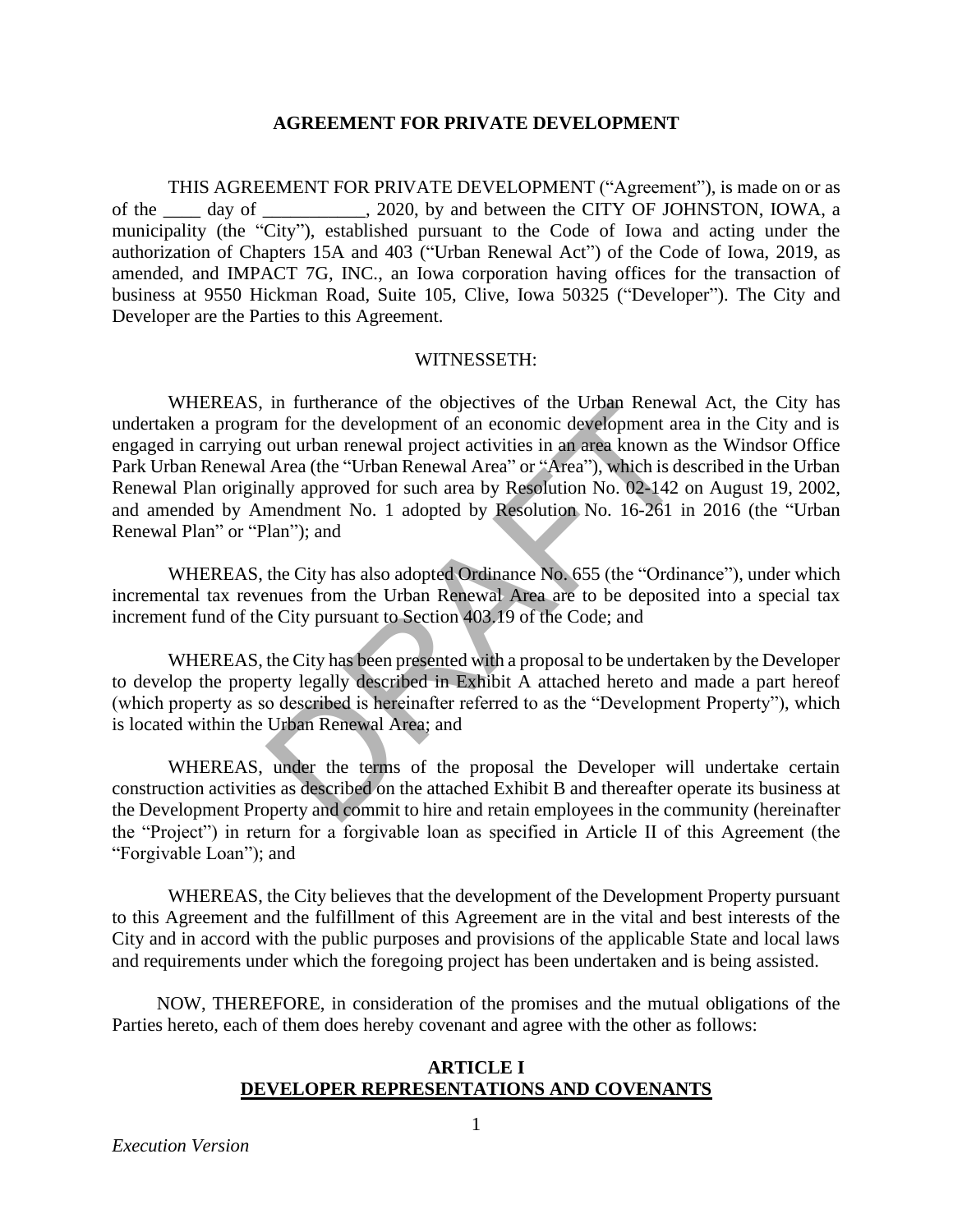## AGREEMENT FOR PRIVATE DEVELOPMENT

THIS AGREEMENT FOR PRIVATE DEVELOPMENT ("Agreement"), is made on or as of the ____ day of ___________, 2020, by and between the CITY OF JOHNSTON, IOWA, a municipality (the "City"), established pursuant to the Code of Iowa and acting under the authorization of Chapters 15A and 403 ("Urban Renewal Act") of the Code of Iowa, 2019, as amended, and IMPACT 7G, INC., an Iowa corporation having offices for the transaction of business at 9550 Hickman Road, Suite 105, Clive, Iowa 50325 ("Developer"). The City and Developer are the Parties to this Agreement.

WITNESSETH:

WHEREAS, in furtherance of the objectives of the Urban Renewal Act, the City has undertaken a program for the development of an economic development area in the City and is engaged in carrying out urban renewal project activities in an area known as the Windsor Office Park Urban Renewal Area (the "Urban Renewal Area" or "Area"), which is described in the Urban Renewal Plan originally approved for such area by Resolution No. 02-142 on August 19, 2002, and amended by Amendment No. 1 adopted by Resolution No. 16-261 in 2016 (the "Urban Renewal Plan" or "Plan"); and

WHEREAS, the City has also adopted Ordinance No. 655 (the "Ordinance"), under which incremental tax revenues from the Urban Renewal Area are to be deposited into a special tax increment fund of the City pursuant to Section 403.19 of the Code; and

WHEREAS, the City has been presented with a proposal to be undertaken by the Developer to develop the property legally described in Exhibit A attached hereto and made a part hereof (which property as so described is hereinafter referred to as the "Development Property"), which is located within the Urban Renewal Area; and

WHEREAS, under the terms of the proposal the Developer will undertake certain construction activities as described on the attached Exhibit B and thereafter operate its business at the Development Property and commit to hire and retain employees in the community (hereinafter the "Project") in return for a forgivable loan as specified in Article II of this Agreement (the "Forgivable Loan"); and

WHEREAS, the City believes that the development of the Development Property pursuant to this Agreement and the fulfillment of this Agreement are in the vital and best interests of the City and in accord with the public purposes and provisions of the applicable State and local laws and requirements under which the foregoing project has been undertaken and is being assisted.

NOW, THEREFORE, in consideration of the promises and the mutual obligations of the Parties hereto, each of them does hereby covenant and agree with the other as follows:

## ARTICLE I
## DEVELOPER REPRESENTATIONS AND COVENANTS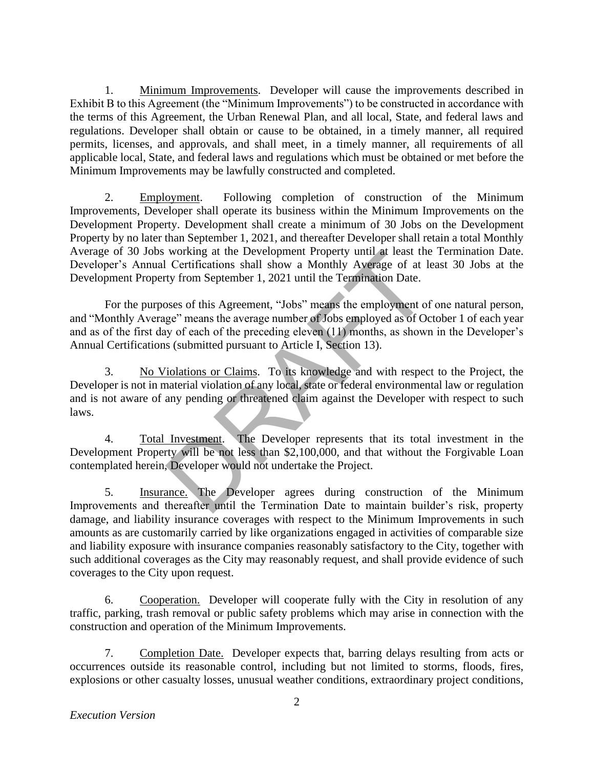1. Minimum Improvements. Developer will cause the improvements described in Exhibit B to this Agreement (the "Minimum Improvements") to be constructed in accordance with the terms of this Agreement, the Urban Renewal Plan, and all local, State, and federal laws and regulations. Developer shall obtain or cause to be obtained, in a timely manner, all required permits, licenses, and approvals, and shall meet, in a timely manner, all requirements of all applicable local, State, and federal laws and regulations which must be obtained or met before the Minimum Improvements may be lawfully constructed and completed.

2. Employment. Following completion of construction of the Minimum Improvements, Developer shall operate its business within the Minimum Improvements on the Development Property. Development shall create a minimum of 30 Jobs on the Development Property by no later than September 1, 2021, and thereafter Developer shall retain a total Monthly Average of 30 Jobs working at the Development Property until at least the Termination Date. Developer's Annual Certifications shall show a Monthly Average of at least 30 Jobs at the Development Property from September 1, 2021 until the Termination Date.

For the purposes of this Agreement, "Jobs" means the employment of one natural person, and "Monthly Average" means the average number of Jobs employed as of October 1 of each year and as of the first day of each of the preceding eleven (11) months, as shown in the Developer's Annual Certifications (submitted pursuant to Article I, Section 13).

3. No Violations or Claims. To its knowledge and with respect to the Project, the Developer is not in material violation of any local, state or federal environmental law or regulation and is not aware of any pending or threatened claim against the Developer with respect to such laws.

4. Total Investment. The Developer represents that its total investment in the Development Property will be not less than $2,100,000, and that without the Forgivable Loan contemplated herein, Developer would not undertake the Project.

5. Insurance. The Developer agrees during construction of the Minimum Improvements and thereafter until the Termination Date to maintain builder's risk, property damage, and liability insurance coverages with respect to the Minimum Improvements in such amounts as are customarily carried by like organizations engaged in activities of comparable size and liability exposure with insurance companies reasonably satisfactory to the City, together with such additional coverages as the City may reasonably request, and shall provide evidence of such coverages to the City upon request.

6. Cooperation. Developer will cooperate fully with the City in resolution of any traffic, parking, trash removal or public safety problems which may arise in connection with the construction and operation of the Minimum Improvements.

7. Completion Date. Developer expects that, barring delays resulting from acts or occurrences outside its reasonable control, including but not limited to storms, floods, fires, explosions or other casualty losses, unusual weather conditions, extraordinary project conditions,

*Execution Version*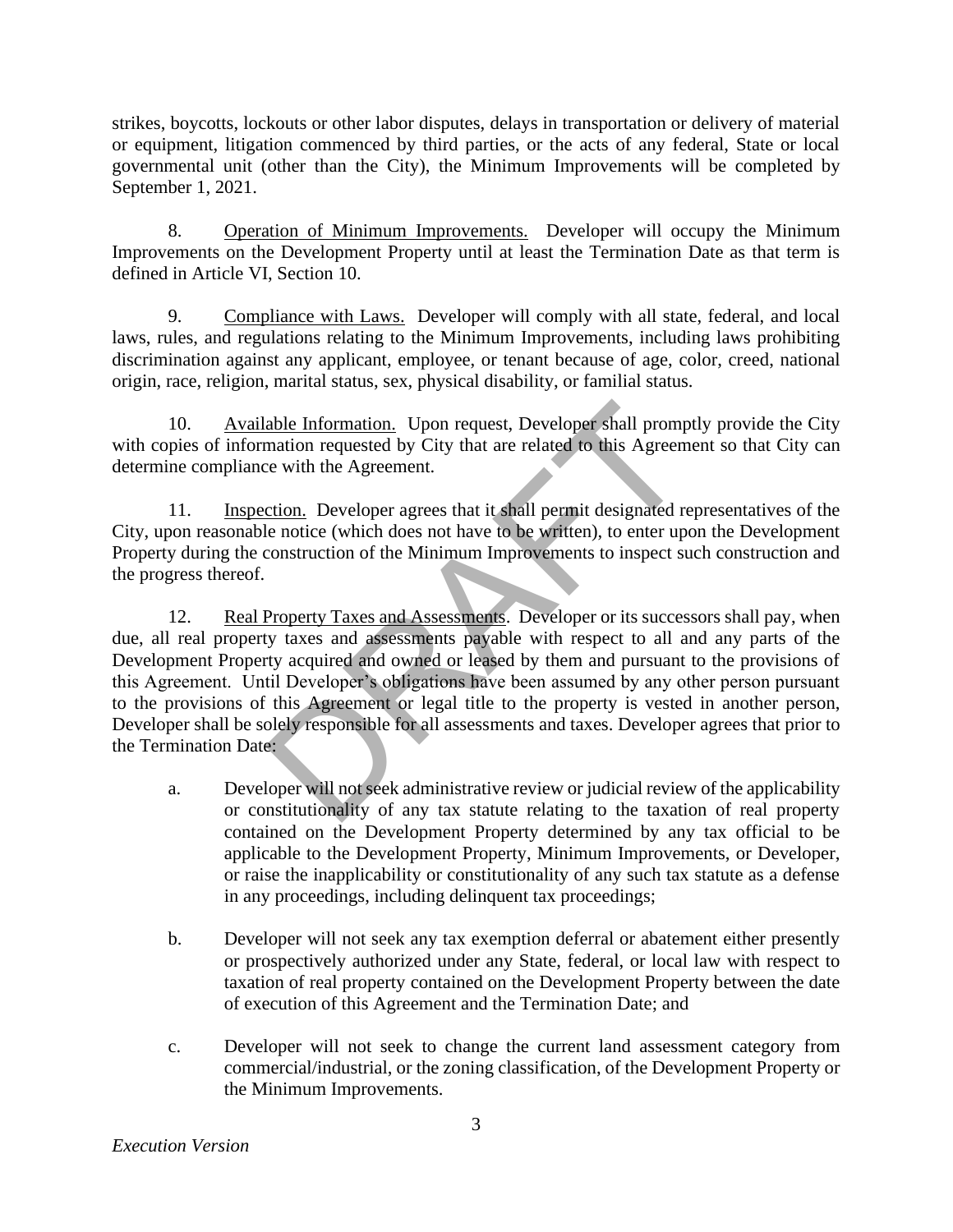strikes, boycotts, lockouts or other labor disputes, delays in transportation or delivery of material or equipment, litigation commenced by third parties, or the acts of any federal, State or local governmental unit (other than the City), the Minimum Improvements will be completed by September 1, 2021.

8. Operation of Minimum Improvements. Developer will occupy the Minimum Improvements on the Development Property until at least the Termination Date as that term is defined in Article VI, Section 10.

9. Compliance with Laws. Developer will comply with all state, federal, and local laws, rules, and regulations relating to the Minimum Improvements, including laws prohibiting discrimination against any applicant, employee, or tenant because of age, color, creed, national origin, race, religion, marital status, sex, physical disability, or familial status.

10. Available Information. Upon request, Developer shall promptly provide the City with copies of information requested by City that are related to this Agreement so that City can determine compliance with the Agreement.

11. Inspection. Developer agrees that it shall permit designated representatives of the City, upon reasonable notice (which does not have to be written), to enter upon the Development Property during the construction of the Minimum Improvements to inspect such construction and the progress thereof.

12. Real Property Taxes and Assessments. Developer or its successors shall pay, when due, all real property taxes and assessments payable with respect to all and any parts of the Development Property acquired and owned or leased by them and pursuant to the provisions of this Agreement. Until Developer's obligations have been assumed by any other person pursuant to the provisions of this Agreement or legal title to the property is vested in another person, Developer shall be solely responsible for all assessments and taxes. Developer agrees that prior to the Termination Date:

a. Developer will not seek administrative review or judicial review of the applicability or constitutionality of any tax statute relating to the taxation of real property contained on the Development Property determined by any tax official to be applicable to the Development Property, Minimum Improvements, or Developer, or raise the inapplicability or constitutionality of any such tax statute as a defense in any proceedings, including delinquent tax proceedings;

b. Developer will not seek any tax exemption deferral or abatement either presently or prospectively authorized under any State, federal, or local law with respect to taxation of real property contained on the Development Property between the date of execution of this Agreement and the Termination Date; and

c. Developer will not seek to change the current land assessment category from commercial/industrial, or the zoning classification, of the Development Property or the Minimum Improvements.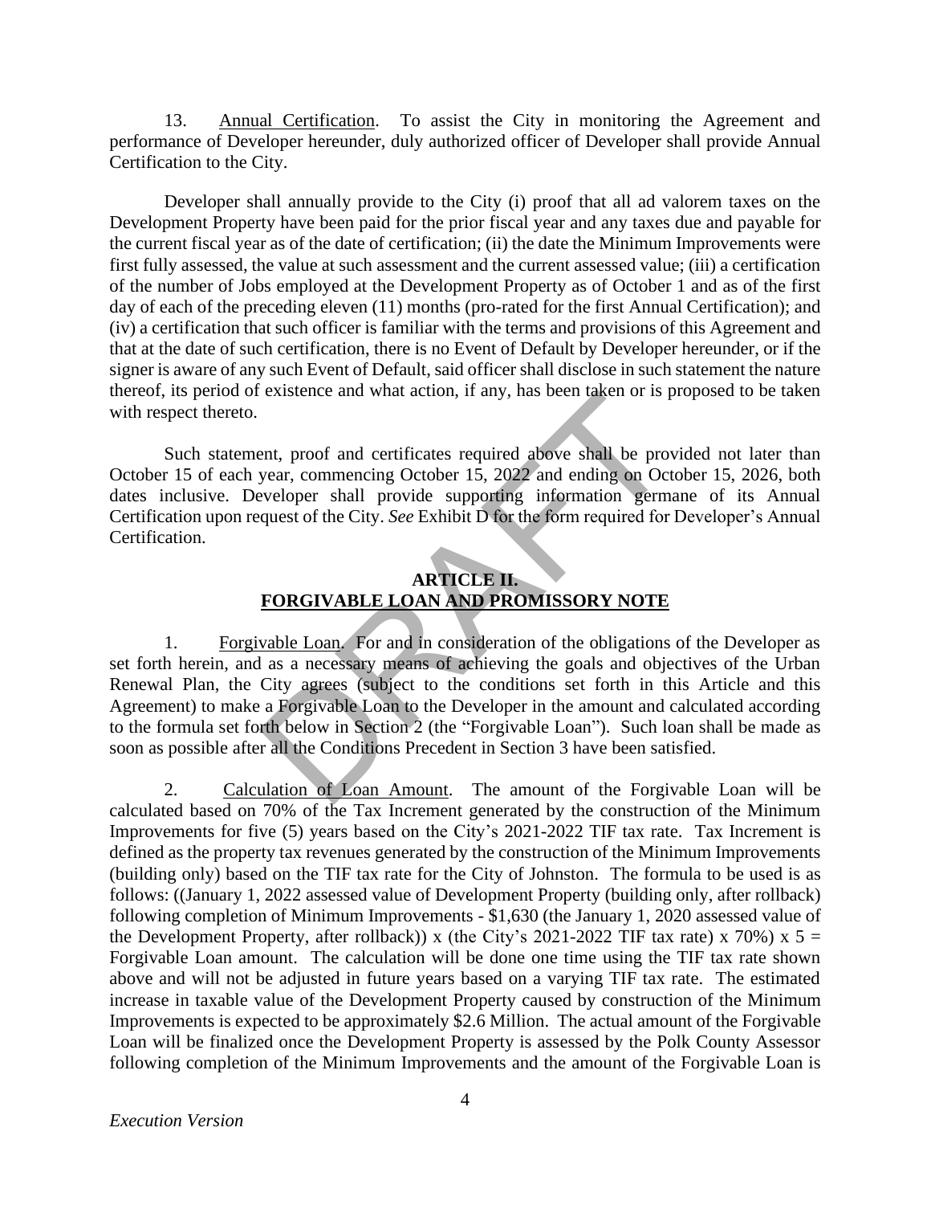13. Annual Certification. To assist the City in monitoring the Agreement and performance of Developer hereunder, duly authorized officer of Developer shall provide Annual Certification to the City.

Developer shall annually provide to the City (i) proof that all ad valorem taxes on the Development Property have been paid for the prior fiscal year and any taxes due and payable for the current fiscal year as of the date of certification; (ii) the date the Minimum Improvements were first fully assessed, the value at such assessment and the current assessed value; (iii) a certification of the number of Jobs employed at the Development Property as of October 1 and as of the first day of each of the preceding eleven (11) months (pro-rated for the first Annual Certification); and (iv) a certification that such officer is familiar with the terms and provisions of this Agreement and that at the date of such certification, there is no Event of Default by Developer hereunder, or if the signer is aware of any such Event of Default, said officer shall disclose in such statement the nature thereof, its period of existence and what action, if any, has been taken or is proposed to be taken with respect thereto.

Such statement, proof and certificates required above shall be provided not later than October 15 of each year, commencing October 15, 2022 and ending on October 15, 2026, both dates inclusive. Developer shall provide supporting information germane of its Annual Certification upon request of the City. *See* Exhibit D for the form required for Developer's Annual Certification.

## ARTICLE II.
## FORGIVABLE LOAN AND PROMISSORY NOTE

1. Forgivable Loan. For and in consideration of the obligations of the Developer as set forth herein, and as a necessary means of achieving the goals and objectives of the Urban Renewal Plan, the City agrees (subject to the conditions set forth in this Article and this Agreement) to make a Forgivable Loan to the Developer in the amount and calculated according to the formula set forth below in Section 2 (the "Forgivable Loan"). Such loan shall be made as soon as possible after all the Conditions Precedent in Section 3 have been satisfied.

2. Calculation of Loan Amount. The amount of the Forgivable Loan will be calculated based on 70% of the Tax Increment generated by the construction of the Minimum Improvements for five (5) years based on the City's 2021-2022 TIF tax rate. Tax Increment is defined as the property tax revenues generated by the construction of the Minimum Improvements (building only) based on the TIF tax rate for the City of Johnston. The formula to be used is as follows: ((January 1, 2022 assessed value of Development Property (building only, after rollback) following completion of Minimum Improvements - $1,630 (the January 1, 2020 assessed value of the Development Property, after rollback)) x (the City's 2021-2022 TIF tax rate) x 70%) x 5 = Forgivable Loan amount. The calculation will be done one time using the TIF tax rate shown above and will not be adjusted in future years based on a varying TIF tax rate. The estimated increase in taxable value of the Development Property caused by construction of the Minimum Improvements is expected to be approximately $2.6 Million. The actual amount of the Forgivable Loan will be finalized once the Development Property is assessed by the Polk County Assessor following completion of the Minimum Improvements and the amount of the Forgivable Loan is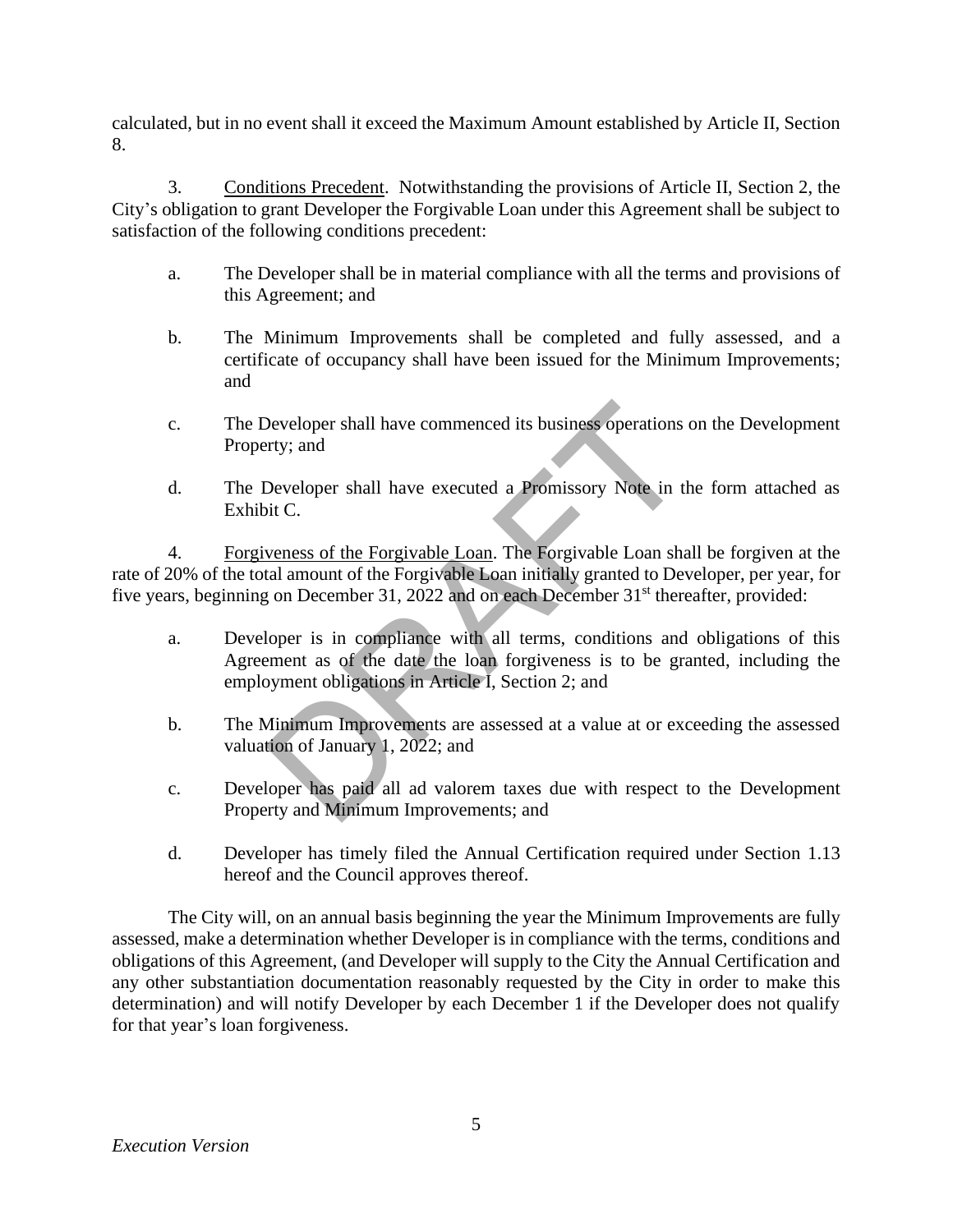calculated, but in no event shall it exceed the Maximum Amount established by Article II, Section 8.

3. Conditions Precedent. Notwithstanding the provisions of Article II, Section 2, the City's obligation to grant Developer the Forgivable Loan under this Agreement shall be subject to satisfaction of the following conditions precedent:

a. The Developer shall be in material compliance with all the terms and provisions of this Agreement; and

b. The Minimum Improvements shall be completed and fully assessed, and a certificate of occupancy shall have been issued for the Minimum Improvements; and

c. The Developer shall have commenced its business operations on the Development Property; and

d. The Developer shall have executed a Promissory Note in the form attached as Exhibit C.

4. Forgiveness of the Forgivable Loan. The Forgivable Loan shall be forgiven at the rate of 20% of the total amount of the Forgivable Loan initially granted to Developer, per year, for five years, beginning on December 31, 2022 and on each December 31st thereafter, provided:

a. Developer is in compliance with all terms, conditions and obligations of this Agreement as of the date the loan forgiveness is to be granted, including the employment obligations in Article I, Section 2; and

b. The Minimum Improvements are assessed at a value at or exceeding the assessed valuation of January 1, 2022; and

c. Developer has paid all ad valorem taxes due with respect to the Development Property and Minimum Improvements; and

d. Developer has timely filed the Annual Certification required under Section 1.13 hereof and the Council approves thereof.

The City will, on an annual basis beginning the year the Minimum Improvements are fully assessed, make a determination whether Developer is in compliance with the terms, conditions and obligations of this Agreement, (and Developer will supply to the City the Annual Certification and any other substantiation documentation reasonably requested by the City in order to make this determination) and will notify Developer by each December 1 if the Developer does not qualify for that year's loan forgiveness.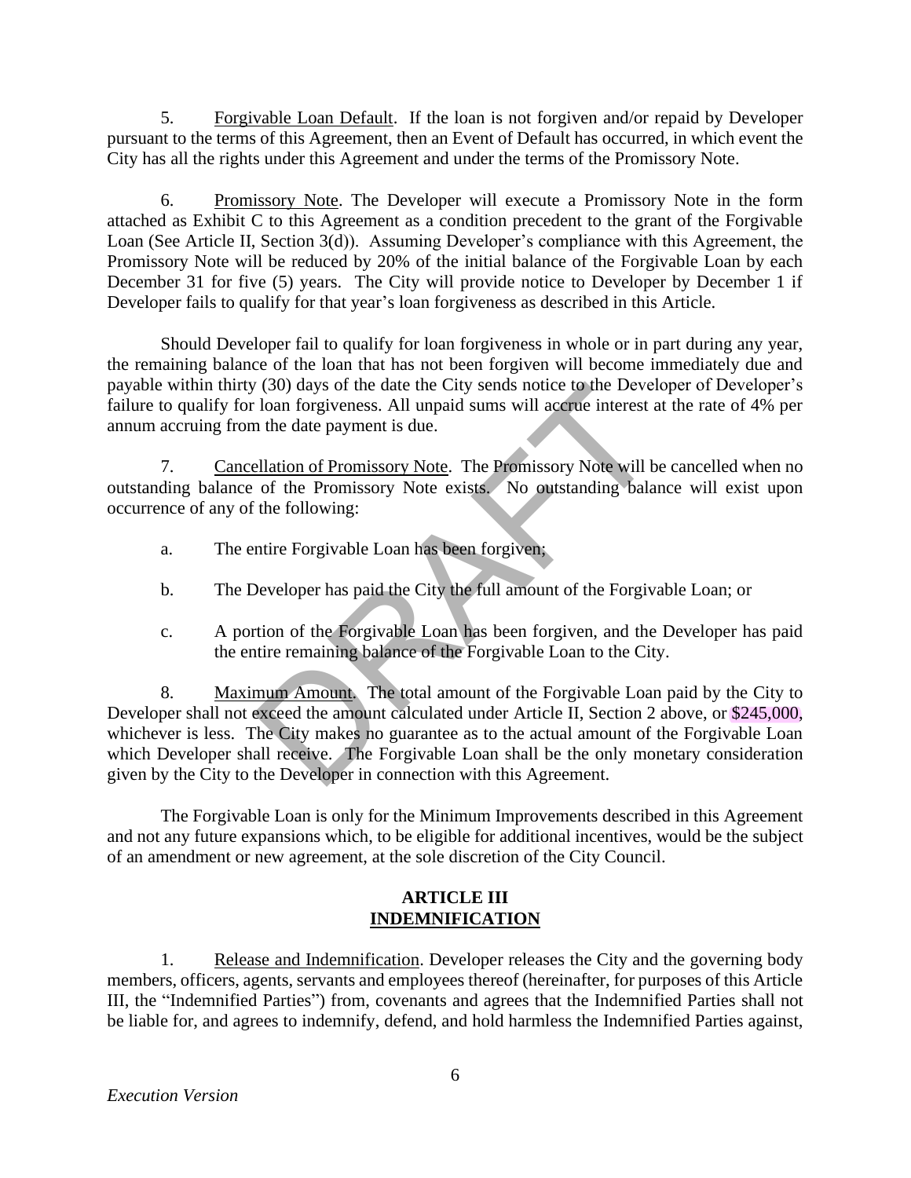5. Forgivable Loan Default. If the loan is not forgiven and/or repaid by Developer pursuant to the terms of this Agreement, then an Event of Default has occurred, in which event the City has all the rights under this Agreement and under the terms of the Promissory Note.

6. Promissory Note. The Developer will execute a Promissory Note in the form attached as Exhibit C to this Agreement as a condition precedent to the grant of the Forgivable Loan (See Article II, Section 3(d)). Assuming Developer's compliance with this Agreement, the Promissory Note will be reduced by 20% of the initial balance of the Forgivable Loan by each December 31 for five (5) years. The City will provide notice to Developer by December 1 if Developer fails to qualify for that year's loan forgiveness as described in this Article.

Should Developer fail to qualify for loan forgiveness in whole or in part during any year, the remaining balance of the loan that has not been forgiven will become immediately due and payable within thirty (30) days of the date the City sends notice to the Developer of Developer's failure to qualify for loan forgiveness. All unpaid sums will accrue interest at the rate of 4% per annum accruing from the date payment is due.

7. Cancellation of Promissory Note. The Promissory Note will be cancelled when no outstanding balance of the Promissory Note exists. No outstanding balance will exist upon occurrence of any of the following:

a. The entire Forgivable Loan has been forgiven;

b. The Developer has paid the City the full amount of the Forgivable Loan; or

c. A portion of the Forgivable Loan has been forgiven, and the Developer has paid the entire remaining balance of the Forgivable Loan to the City.

8. Maximum Amount. The total amount of the Forgivable Loan paid by the City to Developer shall not exceed the amount calculated under Article II, Section 2 above, or $245,000, whichever is less. The City makes no guarantee as to the actual amount of the Forgivable Loan which Developer shall receive. The Forgivable Loan shall be the only monetary consideration given by the City to the Developer in connection with this Agreement.

The Forgivable Loan is only for the Minimum Improvements described in this Agreement and not any future expansions which, to be eligible for additional incentives, would be the subject of an amendment or new agreement, at the sole discretion of the City Council.

## ARTICLE III
## INDEMNIFICATION

1. Release and Indemnification. Developer releases the City and the governing body members, officers, agents, servants and employees thereof (hereinafter, for purposes of this Article III, the "Indemnified Parties") from, covenants and agrees that the Indemnified Parties shall not be liable for, and agrees to indemnify, defend, and hold harmless the Indemnified Parties against,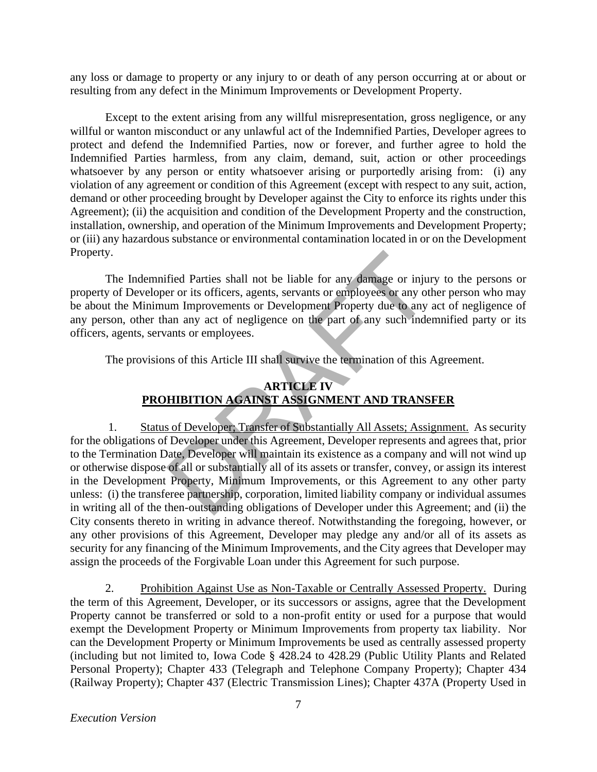any loss or damage to property or any injury to or death of any person occurring at or about or resulting from any defect in the Minimum Improvements or Development Property.

Except to the extent arising from any willful misrepresentation, gross negligence, or any willful or wanton misconduct or any unlawful act of the Indemnified Parties, Developer agrees to protect and defend the Indemnified Parties, now or forever, and further agree to hold the Indemnified Parties harmless, from any claim, demand, suit, action or other proceedings whatsoever by any person or entity whatsoever arising or purportedly arising from: (i) any violation of any agreement or condition of this Agreement (except with respect to any suit, action, demand or other proceeding brought by Developer against the City to enforce its rights under this Agreement); (ii) the acquisition and condition of the Development Property and the construction, installation, ownership, and operation of the Minimum Improvements and Development Property; or (iii) any hazardous substance or environmental contamination located in or on the Development Property.

The Indemnified Parties shall not be liable for any damage or injury to the persons or property of Developer or its officers, agents, servants or employees or any other person who may be about the Minimum Improvements or Development Property due to any act of negligence of any person, other than any act of negligence on the part of any such indemnified party or its officers, agents, servants or employees.

The provisions of this Article III shall survive the termination of this Agreement.

## ARTICLE IV
## PROHIBITION AGAINST ASSIGNMENT AND TRANSFER

1. Status of Developer; Transfer of Substantially All Assets; Assignment. As security for the obligations of Developer under this Agreement, Developer represents and agrees that, prior to the Termination Date, Developer will maintain its existence as a company and will not wind up or otherwise dispose of all or substantially all of its assets or transfer, convey, or assign its interest in the Development Property, Minimum Improvements, or this Agreement to any other party unless: (i) the transferee partnership, corporation, limited liability company or individual assumes in writing all of the then-outstanding obligations of Developer under this Agreement; and (ii) the City consents thereto in writing in advance thereof. Notwithstanding the foregoing, however, or any other provisions of this Agreement, Developer may pledge any and/or all of its assets as security for any financing of the Minimum Improvements, and the City agrees that Developer may assign the proceeds of the Forgivable Loan under this Agreement for such purpose.

2. Prohibition Against Use as Non-Taxable or Centrally Assessed Property. During the term of this Agreement, Developer, or its successors or assigns, agree that the Development Property cannot be transferred or sold to a non-profit entity or used for a purpose that would exempt the Development Property or Minimum Improvements from property tax liability. Nor can the Development Property or Minimum Improvements be used as centrally assessed property (including but not limited to, Iowa Code § 428.24 to 428.29 (Public Utility Plants and Related Personal Property); Chapter 433 (Telegraph and Telephone Company Property); Chapter 434 (Railway Property); Chapter 437 (Electric Transmission Lines); Chapter 437A (Property Used in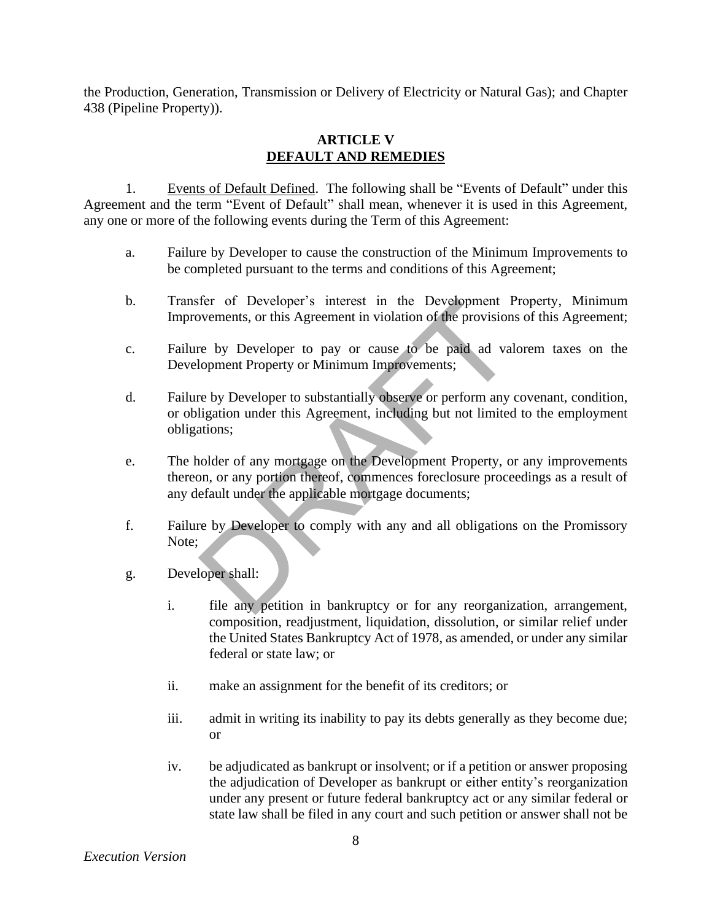the Production, Generation, Transmission or Delivery of Electricity or Natural Gas); and Chapter 438 (Pipeline Property)).

## ARTICLE V
## DEFAULT AND REMEDIES

1. Events of Default Defined. The following shall be "Events of Default" under this Agreement and the term "Event of Default" shall mean, whenever it is used in this Agreement, any one or more of the following events during the Term of this Agreement:

a. Failure by Developer to cause the construction of the Minimum Improvements to be completed pursuant to the terms and conditions of this Agreement;

b. Transfer of Developer's interest in the Development Property, Minimum Improvements, or this Agreement in violation of the provisions of this Agreement;

c. Failure by Developer to pay or cause to be paid ad valorem taxes on the Development Property or Minimum Improvements;

d. Failure by Developer to substantially observe or perform any covenant, condition, or obligation under this Agreement, including but not limited to the employment obligations;

e. The holder of any mortgage on the Development Property, or any improvements thereon, or any portion thereof, commences foreclosure proceedings as a result of any default under the applicable mortgage documents;

f. Failure by Developer to comply with any and all obligations on the Promissory Note;

g. Developer shall:

   i. file any petition in bankruptcy or for any reorganization, arrangement, composition, readjustment, liquidation, dissolution, or similar relief under the United States Bankruptcy Act of 1978, as amended, or under any similar federal or state law; or

   ii. make an assignment for the benefit of its creditors; or

   iii. admit in writing its inability to pay its debts generally as they become due; or

   iv. be adjudicated as bankrupt or insolvent; or if a petition or answer proposing the adjudication of Developer as bankrupt or either entity's reorganization under any present or future federal bankruptcy act or any similar federal or state law shall be filed in any court and such petition or answer shall not be

*Execution Version*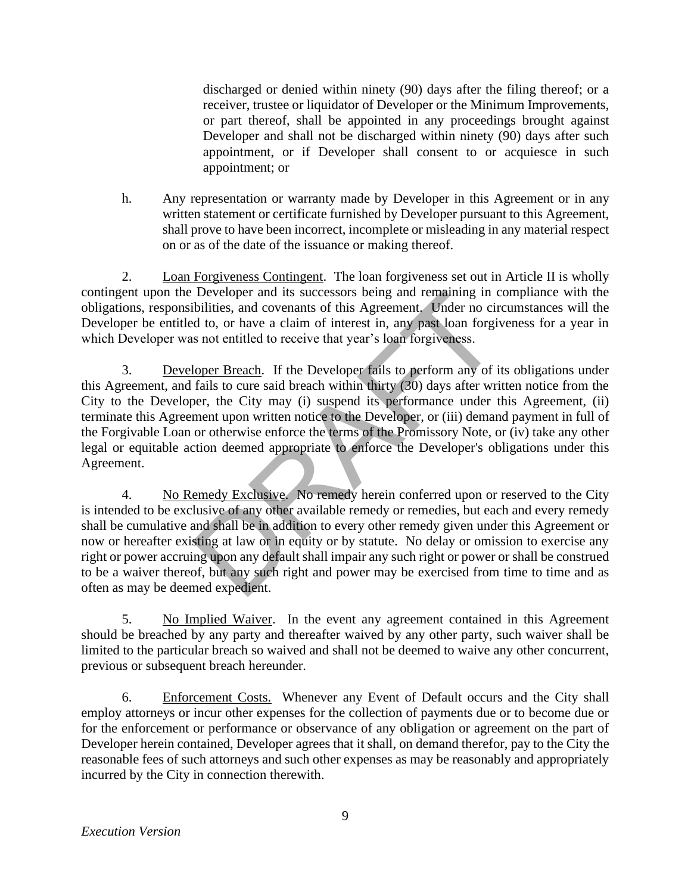discharged or denied within ninety (90) days after the filing thereof; or a receiver, trustee or liquidator of Developer or the Minimum Improvements, or part thereof, shall be appointed in any proceedings brought against Developer and shall not be discharged within ninety (90) days after such appointment, or if Developer shall consent to or acquiesce in such appointment; or

h. Any representation or warranty made by Developer in this Agreement or in any written statement or certificate furnished by Developer pursuant to this Agreement, shall prove to have been incorrect, incomplete or misleading in any material respect on or as of the date of the issuance or making thereof.

2. Loan Forgiveness Contingent. The loan forgiveness set out in Article II is wholly contingent upon the Developer and its successors being and remaining in compliance with the obligations, responsibilities, and covenants of this Agreement. Under no circumstances will the Developer be entitled to, or have a claim of interest in, any past loan forgiveness for a year in which Developer was not entitled to receive that year's loan forgiveness.

3. Developer Breach. If the Developer fails to perform any of its obligations under this Agreement, and fails to cure said breach within thirty (30) days after written notice from the City to the Developer, the City may (i) suspend its performance under this Agreement, (ii) terminate this Agreement upon written notice to the Developer, or (iii) demand payment in full of the Forgivable Loan or otherwise enforce the terms of the Promissory Note, or (iv) take any other legal or equitable action deemed appropriate to enforce the Developer's obligations under this Agreement.

4. No Remedy Exclusive. No remedy herein conferred upon or reserved to the City is intended to be exclusive of any other available remedy or remedies, but each and every remedy shall be cumulative and shall be in addition to every other remedy given under this Agreement or now or hereafter existing at law or in equity or by statute. No delay or omission to exercise any right or power accruing upon any default shall impair any such right or power or shall be construed to be a waiver thereof, but any such right and power may be exercised from time to time and as often as may be deemed expedient.

5. No Implied Waiver. In the event any agreement contained in this Agreement should be breached by any party and thereafter waived by any other party, such waiver shall be limited to the particular breach so waived and shall not be deemed to waive any other concurrent, previous or subsequent breach hereunder.

6. Enforcement Costs. Whenever any Event of Default occurs and the City shall employ attorneys or incur other expenses for the collection of payments due or to become due or for the enforcement or performance or observance of any obligation or agreement on the part of Developer herein contained, Developer agrees that it shall, on demand therefor, pay to the City the reasonable fees of such attorneys and such other expenses as may be reasonably and appropriately incurred by the City in connection therewith.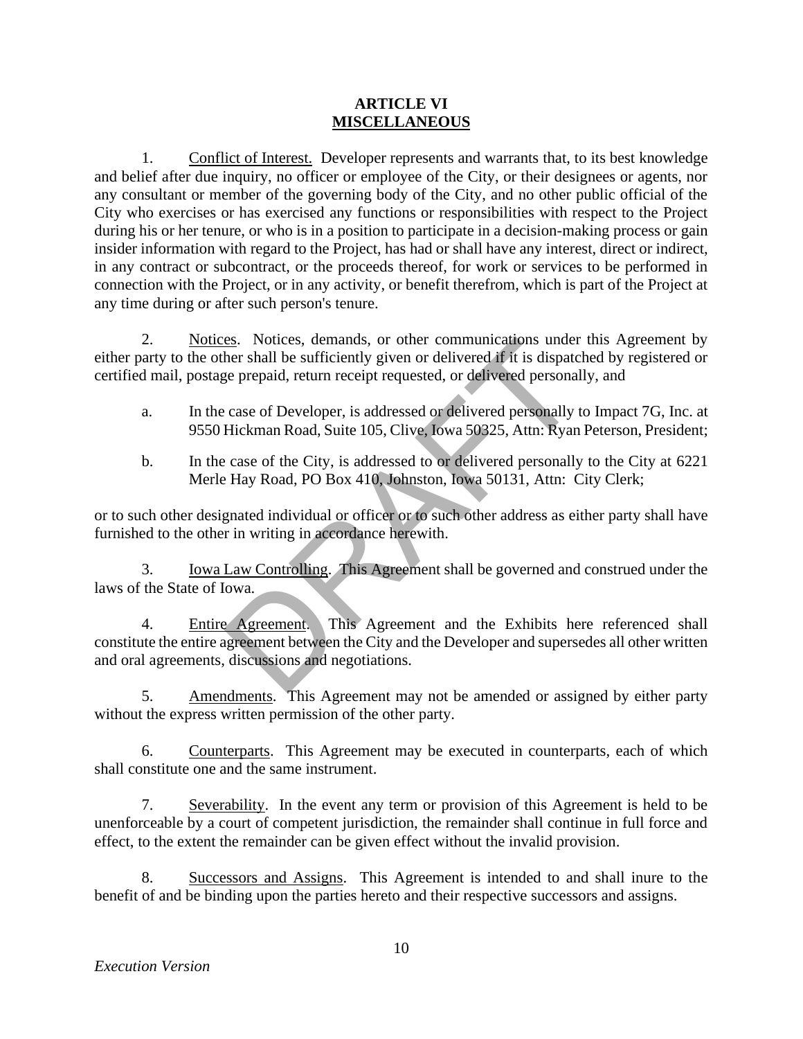## ARTICLE VI
## MISCELLANEOUS

1. Conflict of Interest. Developer represents and warrants that, to its best knowledge and belief after due inquiry, no officer or employee of the City, or their designees or agents, nor any consultant or member of the governing body of the City, and no other public official of the City who exercises or has exercised any functions or responsibilities with respect to the Project during his or her tenure, or who is in a position to participate in a decision-making process or gain insider information with regard to the Project, has had or shall have any interest, direct or indirect, in any contract or subcontract, or the proceeds thereof, for work or services to be performed in connection with the Project, or in any activity, or benefit therefrom, which is part of the Project at any time during or after such person's tenure.

2. Notices. Notices, demands, or other communications under this Agreement by either party to the other shall be sufficiently given or delivered if it is dispatched by registered or certified mail, postage prepaid, return receipt requested, or delivered personally, and

a. In the case of Developer, is addressed or delivered personally to Impact 7G, Inc. at 9550 Hickman Road, Suite 105, Clive, Iowa 50325, Attn: Ryan Peterson, President;

b. In the case of the City, is addressed to or delivered personally to the City at 6221 Merle Hay Road, PO Box 410, Johnston, Iowa 50131, Attn: City Clerk;

or to such other designated individual or officer or to such other address as either party shall have furnished to the other in writing in accordance herewith.

3. Iowa Law Controlling. This Agreement shall be governed and construed under the laws of the State of Iowa.

4. Entire Agreement. This Agreement and the Exhibits here referenced shall constitute the entire agreement between the City and the Developer and supersedes all other written and oral agreements, discussions and negotiations.

5. Amendments. This Agreement may not be amended or assigned by either party without the express written permission of the other party.

6. Counterparts. This Agreement may be executed in counterparts, each of which shall constitute one and the same instrument.

7. Severability. In the event any term or provision of this Agreement is held to be unenforceable by a court of competent jurisdiction, the remainder shall continue in full force and effect, to the extent the remainder can be given effect without the invalid provision.

8. Successors and Assigns. This Agreement is intended to and shall inure to the benefit of and be binding upon the parties hereto and their respective successors and assigns.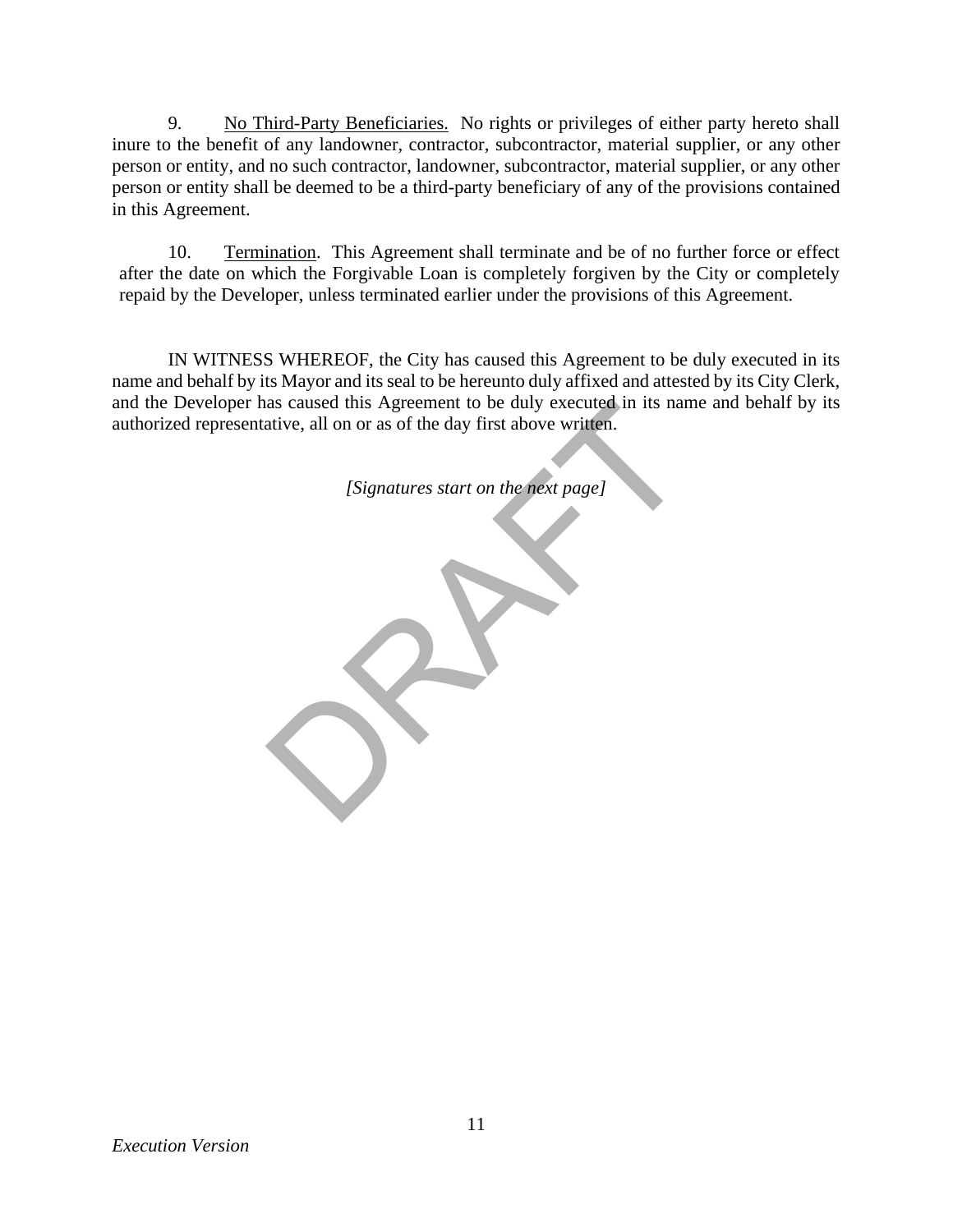9. <u>No Third-Party Beneficiaries.</u> No rights or privileges of either party hereto shall inure to the benefit of any landowner, contractor, subcontractor, material supplier, or any other person or entity, and no such contractor, landowner, subcontractor, material supplier, or any other person or entity shall be deemed to be a third-party beneficiary of any of the provisions contained in this Agreement.

10. <u>Termination</u>. This Agreement shall terminate and be of no further force or effect after the date on which the Forgivable Loan is completely forgiven by the City or completely repaid by the Developer, unless terminated earlier under the provisions of this Agreement.

IN WITNESS WHEREOF, the City has caused this Agreement to be duly executed in its name and behalf by its Mayor and its seal to be hereunto duly affixed and attested by its City Clerk, and the Developer has caused this Agreement to be duly executed in its name and behalf by its authorized representative, all on or as of the day first above written.

*[Signatures start on the next page]*

DRAFT

*Execution Version*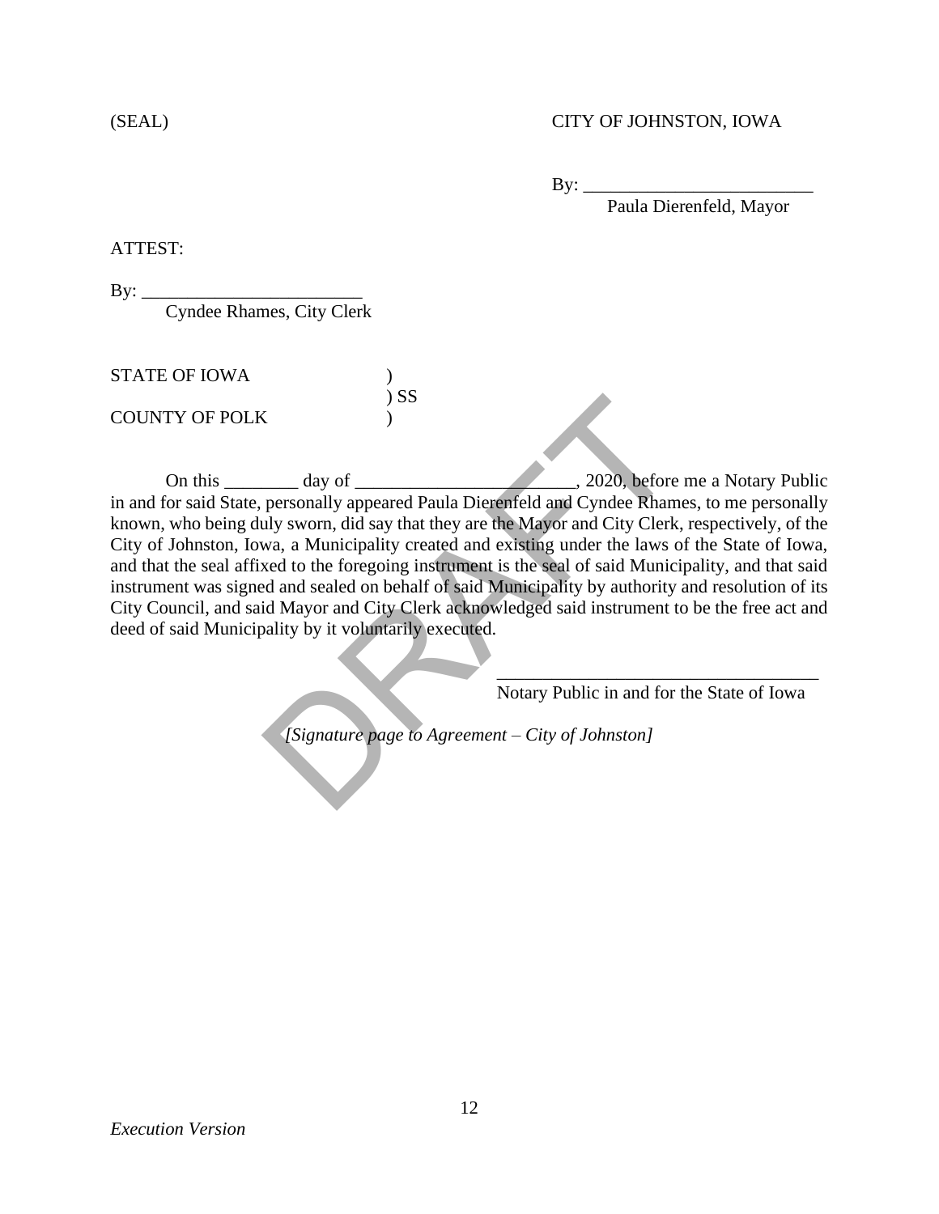(SEAL) CITY OF JOHNSTON, IOWA

By: _________________________
Paula Dierenfeld, Mayor

ATTEST:

By: ________________________
Cyndee Rhames, City Clerk

STATE OF IOWA )
) SS
COUNTY OF POLK )

On this ________ day of _______________________, 2020, before me a Notary Public in and for said State, personally appeared Paula Dierenfeld and Cyndee Rhames, to me personally known, who being duly sworn, did say that they are the Mayor and City Clerk, respectively, of the City of Johnston, Iowa, a Municipality created and existing under the laws of the State of Iowa, and that the seal affixed to the foregoing instrument is the seal of said Municipality, and that said instrument was signed and sealed on behalf of said Municipality by authority and resolution of its City Council, and said Mayor and City Clerk acknowledged said instrument to be the free act and deed of said Municipality by it voluntarily executed.

___________________________________
Notary Public in and for the State of Iowa

*[Signature page to Agreement – City of Johnston]*

DRAFT

*Execution Version*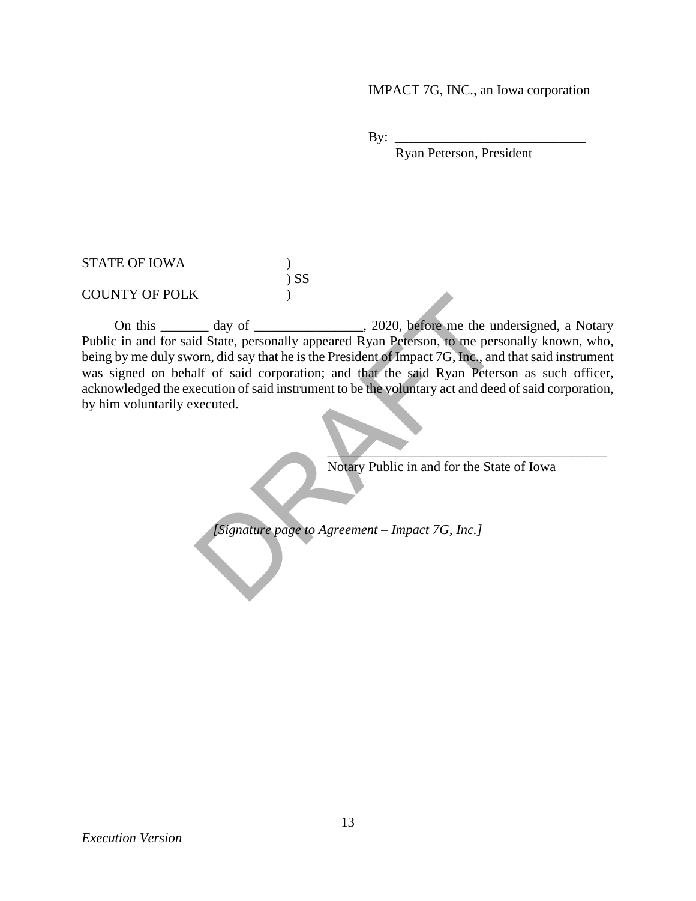IMPACT 7G, INC., an Iowa corporation

By: ____________________________
Ryan Peterson, President

STATE OF IOWA )
) SS
COUNTY OF POLK )

On this _______ day of ________________, 2020, before me the undersigned, a Notary Public in and for said State, personally appeared Ryan Peterson, to me personally known, who, being by me duly sworn, did say that he is the President of Impact 7G, Inc., and that said instrument was signed on behalf of said corporation; and that the said Ryan Peterson as such officer, acknowledged the execution of said instrument to be the voluntary act and deed of said corporation, by him voluntarily executed.

__________________________________________
Notary Public in and for the State of Iowa

*[Signature page to Agreement – Impact 7G, Inc.]*

DRAFT

*Execution Version*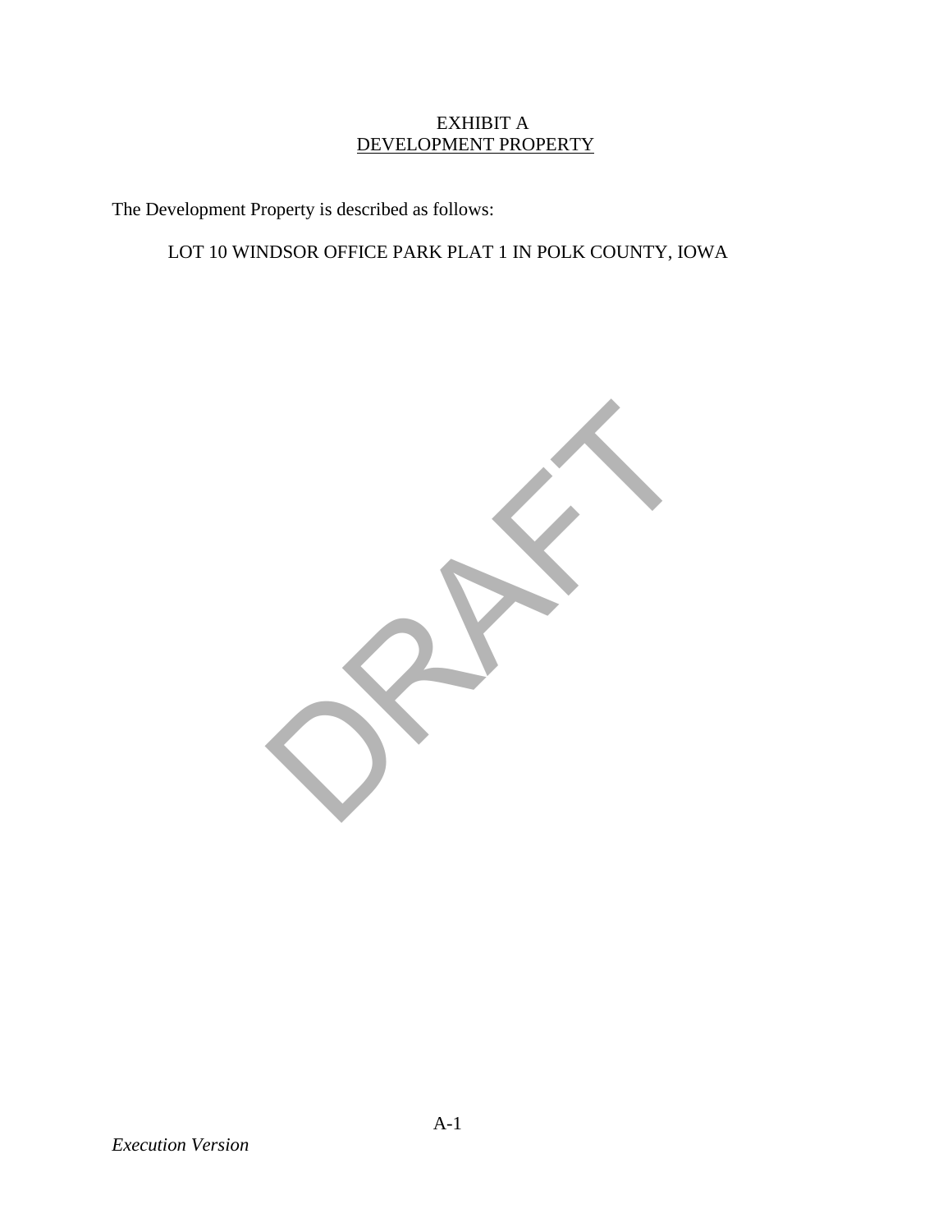# EXHIBIT A
## DEVELOPMENT PROPERTY

The Development Property is described as follows:

LOT 10 WINDSOR OFFICE PARK PLAT 1 IN POLK COUNTY, IOWA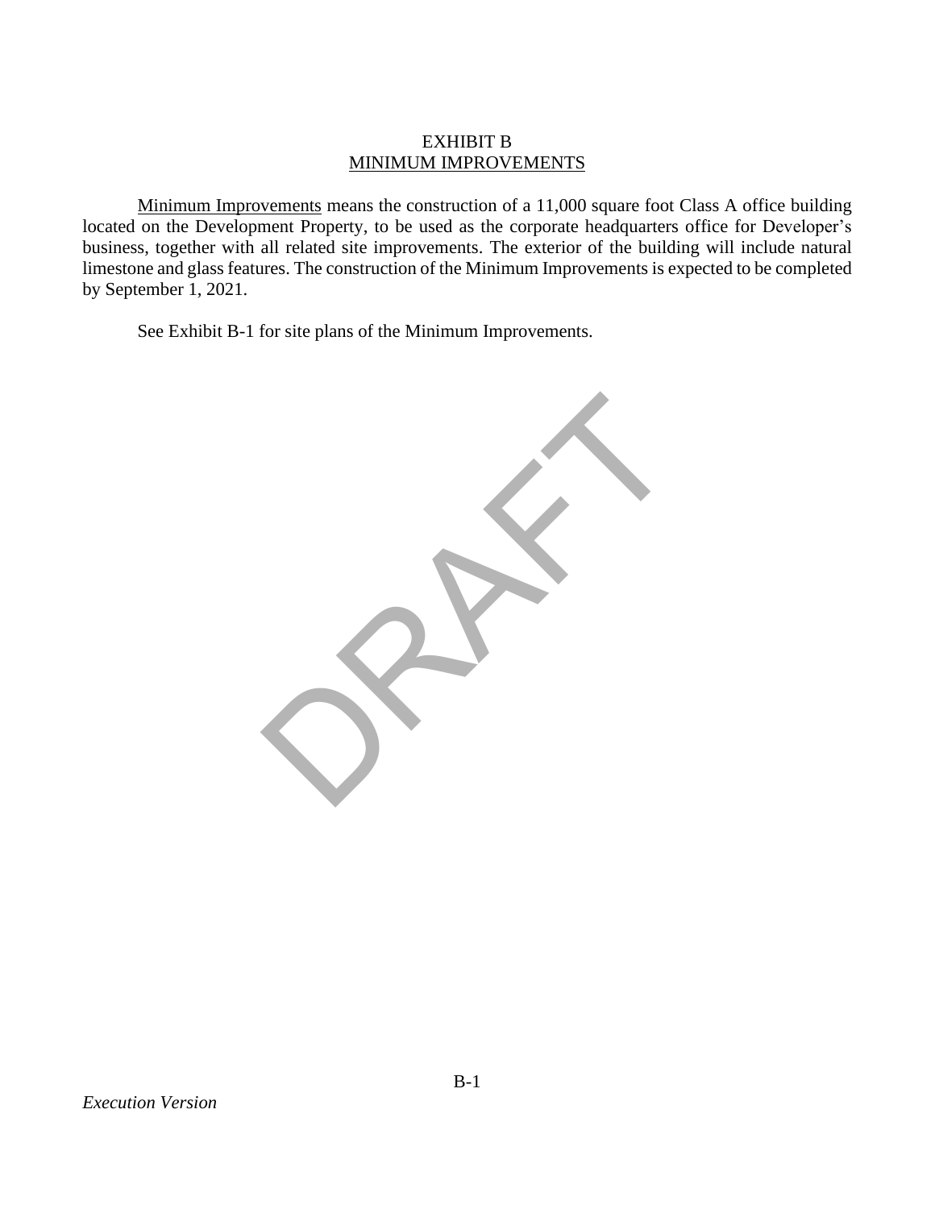# EXHIBIT B
## MINIMUM IMPROVEMENTS

Minimum Improvements means the construction of a 11,000 square foot Class A office building located on the Development Property, to be used as the corporate headquarters office for Developer's business, together with all related site improvements. The exterior of the building will include natural limestone and glass features. The construction of the Minimum Improvements is expected to be completed by September 1, 2021.

See Exhibit B-1 for site plans of the Minimum Improvements.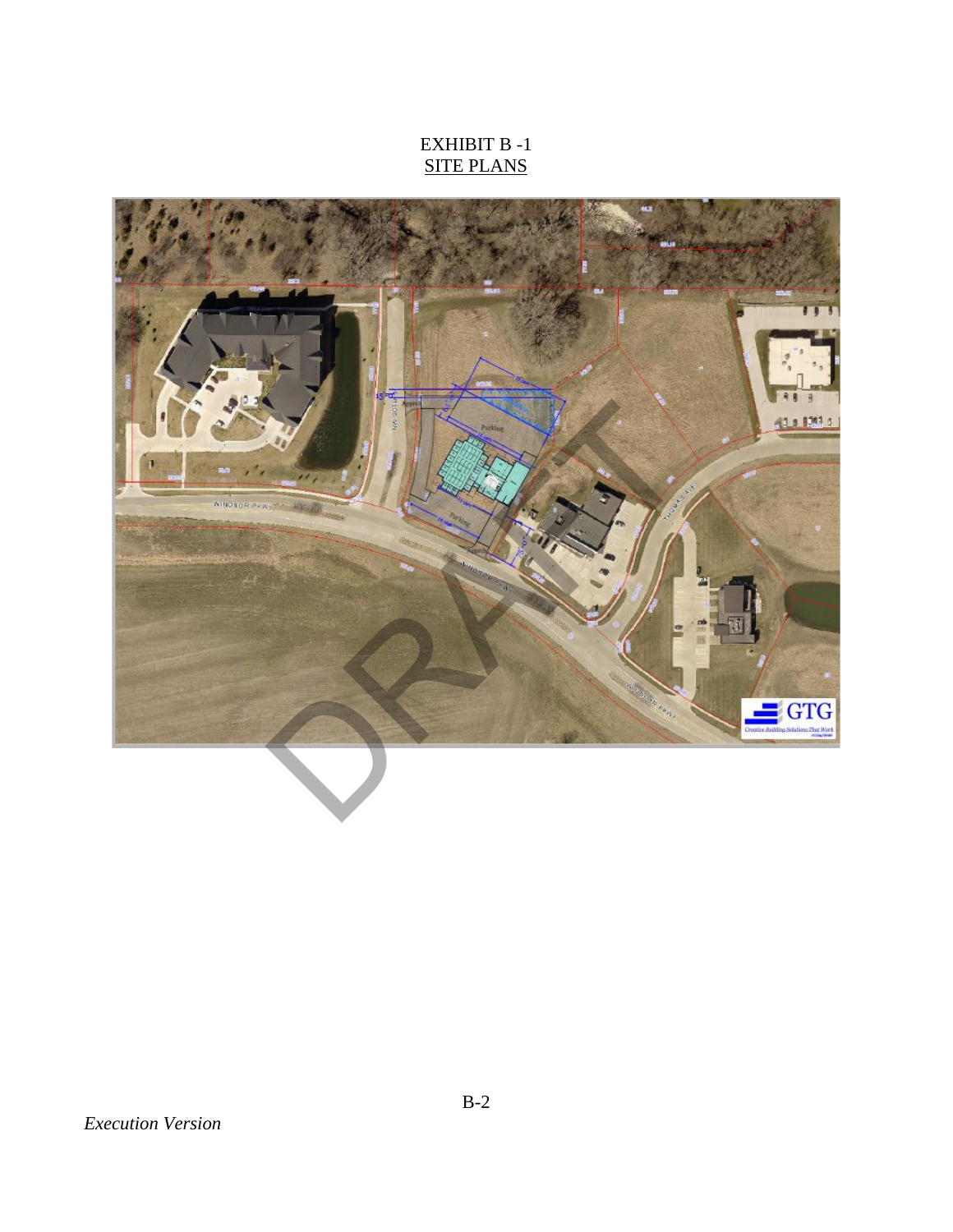EXHIBIT B -1

SITE PLANS

*Execution Version*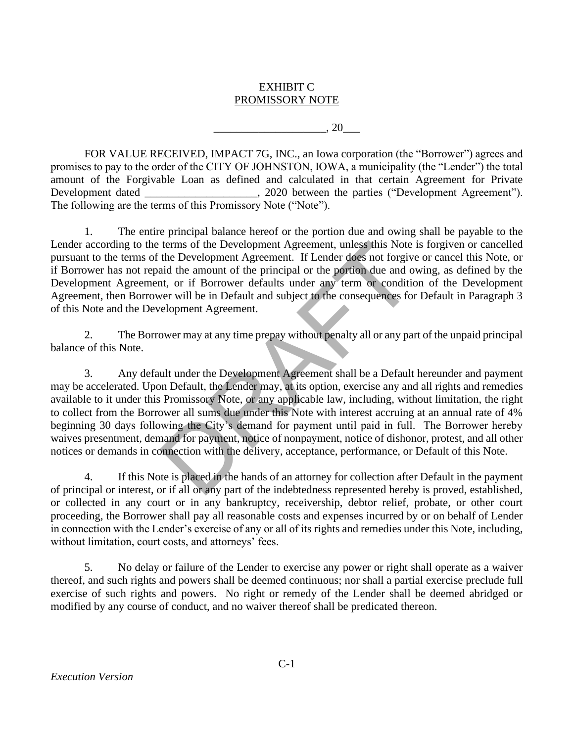EXHIBIT C
PROMISSORY NOTE

____________________, 20___

FOR VALUE RECEIVED, IMPACT 7G, INC., an Iowa corporation (the "Borrower") agrees and promises to pay to the order of the CITY OF JOHNSTON, IOWA, a municipality (the "Lender") the total amount of the Forgivable Loan as defined and calculated in that certain Agreement for Private Development dated ____________________, 2020 between the parties ("Development Agreement"). The following are the terms of this Promissory Note ("Note").

1. The entire principal balance hereof or the portion due and owing shall be payable to the Lender according to the terms of the Development Agreement, unless this Note is forgiven or cancelled pursuant to the terms of the Development Agreement. If Lender does not forgive or cancel this Note, or if Borrower has not repaid the amount of the principal or the portion due and owing, as defined by the Development Agreement, or if Borrower defaults under any term or condition of the Development Agreement, then Borrower will be in Default and subject to the consequences for Default in Paragraph 3 of this Note and the Development Agreement.

2. The Borrower may at any time prepay without penalty all or any part of the unpaid principal balance of this Note.

3. Any default under the Development Agreement shall be a Default hereunder and payment may be accelerated. Upon Default, the Lender may, at its option, exercise any and all rights and remedies available to it under this Promissory Note, or any applicable law, including, without limitation, the right to collect from the Borrower all sums due under this Note with interest accruing at an annual rate of 4% beginning 30 days following the City's demand for payment until paid in full. The Borrower hereby waives presentment, demand for payment, notice of nonpayment, notice of dishonor, protest, and all other notices or demands in connection with the delivery, acceptance, performance, or Default of this Note.

4. If this Note is placed in the hands of an attorney for collection after Default in the payment of principal or interest, or if all or any part of the indebtedness represented hereby is proved, established, or collected in any court or in any bankruptcy, receivership, debtor relief, probate, or other court proceeding, the Borrower shall pay all reasonable costs and expenses incurred by or on behalf of Lender in connection with the Lender's exercise of any or all of its rights and remedies under this Note, including, without limitation, court costs, and attorneys' fees.

5. No delay or failure of the Lender to exercise any power or right shall operate as a waiver thereof, and such rights and powers shall be deemed continuous; nor shall a partial exercise preclude full exercise of such rights and powers. No right or remedy of the Lender shall be deemed abridged or modified by any course of conduct, and no waiver thereof shall be predicated thereon.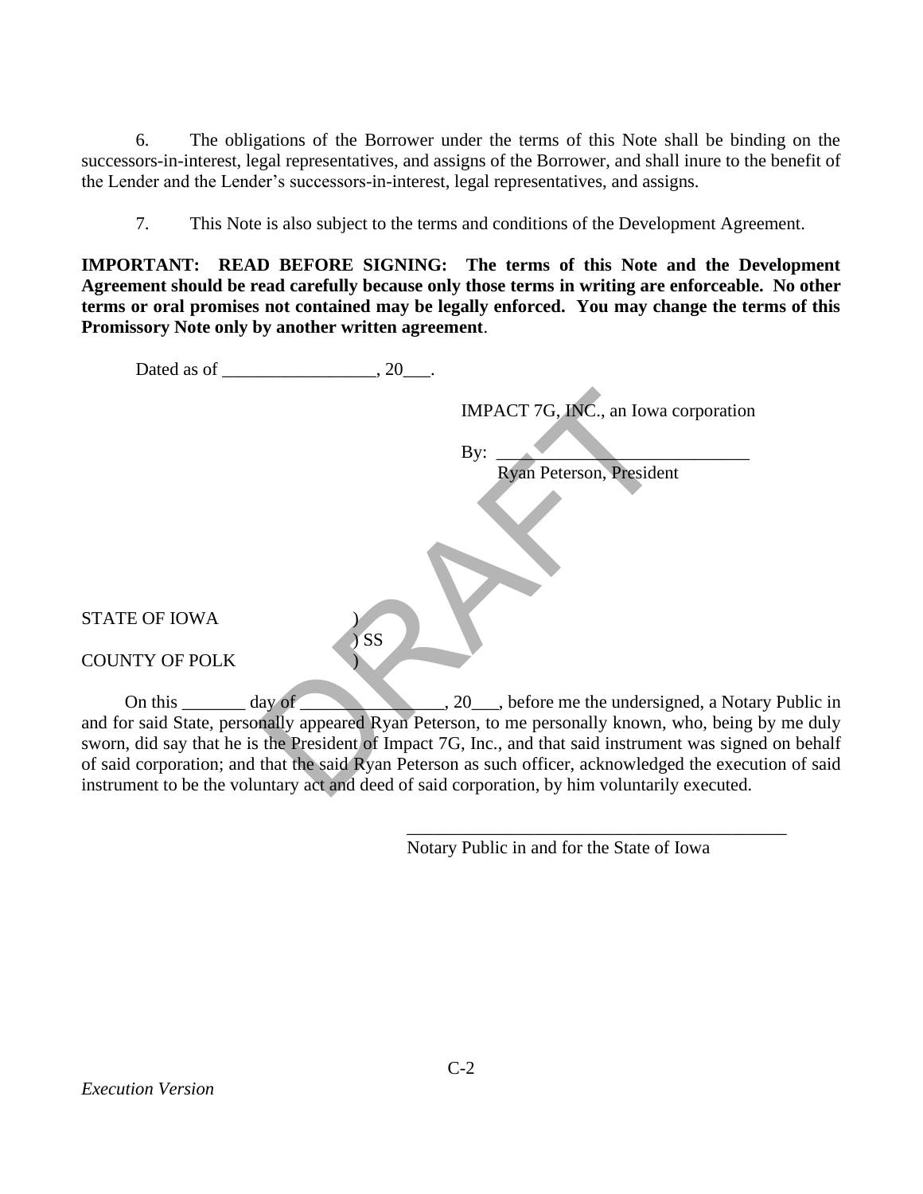6. The obligations of the Borrower under the terms of this Note shall be binding on the successors-in-interest, legal representatives, and assigns of the Borrower, and shall inure to the benefit of the Lender and the Lender's successors-in-interest, legal representatives, and assigns.

7. This Note is also subject to the terms and conditions of the Development Agreement.

**IMPORTANT: READ BEFORE SIGNING: The terms of this Note and the Development Agreement should be read carefully because only those terms in writing are enforceable. No other terms or oral promises not contained may be legally enforced. You may change the terms of this Promissory Note only by another written agreement**.

Dated as of _________________, 20___.

IMPACT 7G, INC., an Iowa corporation

By: ____________________________
Ryan Peterson, President

STATE OF IOWA )
) SS
COUNTY OF POLK )

On this _______ day of ________________, 20___, before me the undersigned, a Notary Public in and for said State, personally appeared Ryan Peterson, to me personally known, who, being by me duly sworn, did say that he is the President of Impact 7G, Inc., and that said instrument was signed on behalf of said corporation; and that the said Ryan Peterson as such officer, acknowledged the execution of said instrument to be the voluntary act and deed of said corporation, by him voluntarily executed.

__________________________________________
Notary Public in and for the State of Iowa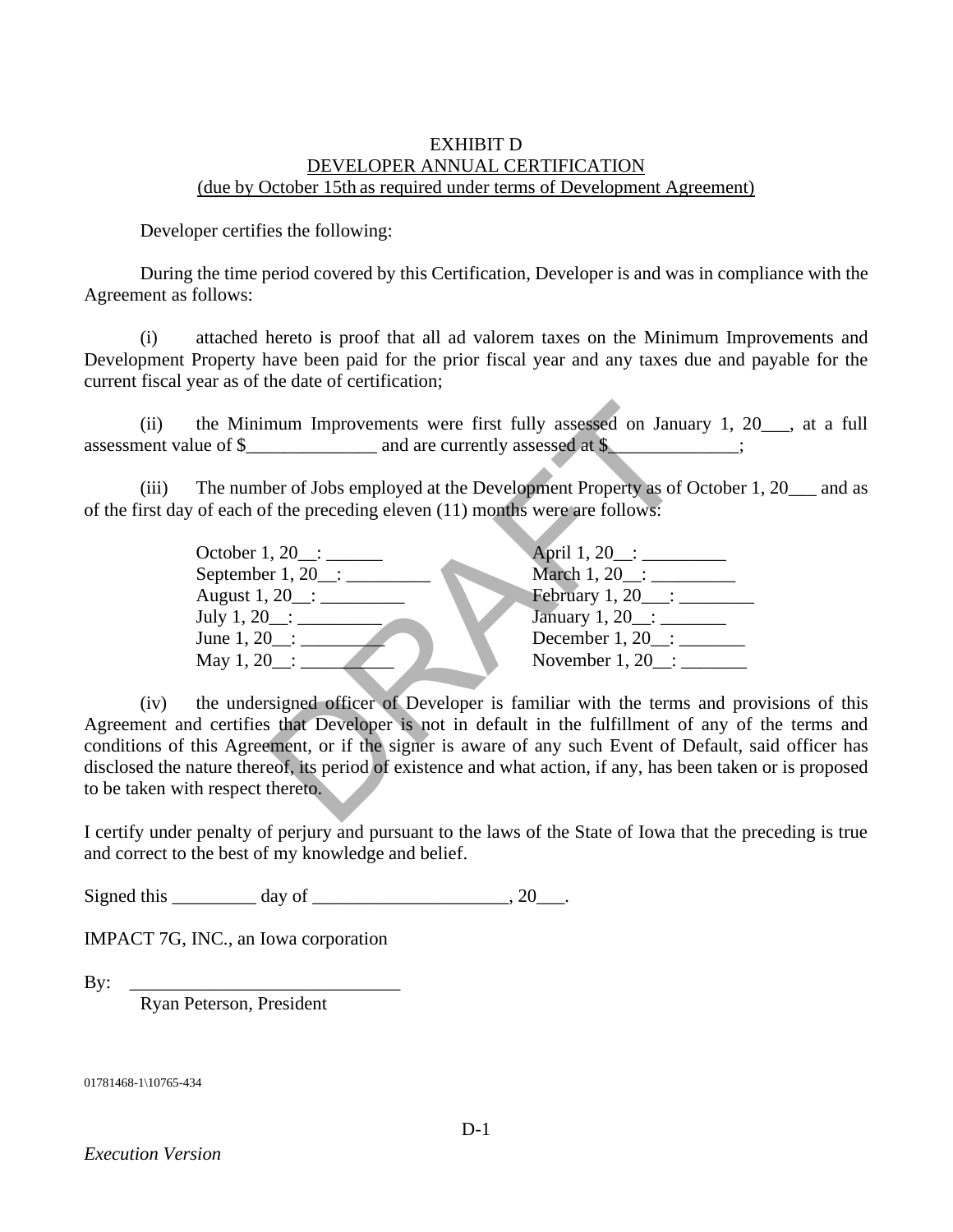EXHIBIT D
DEVELOPER ANNUAL CERTIFICATION
(due by October 15th as required under terms of Development Agreement)

Developer certifies the following:

During the time period covered by this Certification, Developer is and was in compliance with the Agreement as follows:

(i) attached hereto is proof that all ad valorem taxes on the Minimum Improvements and Development Property have been paid for the prior fiscal year and any taxes due and payable for the current fiscal year as of the date of certification;

(ii) the Minimum Improvements were first fully assessed on January 1, 20___, at a full assessment value of $______________ and are currently assessed at $______________;

(iii) The number of Jobs employed at the Development Property as of October 1, 20___ and as of the first day of each of the preceding eleven (11) months were are follows:

| | |
|---|---|
| October 1, 20__: ______ | April 1, 20__: _________ |
| September 1, 20__: _________ | March 1, 20__: _________ |
| August 1, 20__: _________ | February 1, 20___: ________ |
| July 1, 20__: _________ | January 1, 20__: _______ |
| June 1, 20__: _________ | December 1, 20__: _______ |
| May 1, 20__: __________ | November 1, 20__: _______ |

(iv) the undersigned officer of Developer is familiar with the terms and provisions of this Agreement and certifies that Developer is not in default in the fulfillment of any of the terms and conditions of this Agreement, or if the signer is aware of any such Event of Default, said officer has disclosed the nature thereof, its period of existence and what action, if any, has been taken or is proposed to be taken with respect thereto.

I certify under penalty of perjury and pursuant to the laws of the State of Iowa that the preceding is true and correct to the best of my knowledge and belief.

Signed this _________ day of _____________________, 20___.

IMPACT 7G, INC., an Iowa corporation

By: _____________________________
Ryan Peterson, President

01781468-1\10765-434

*Execution Version*